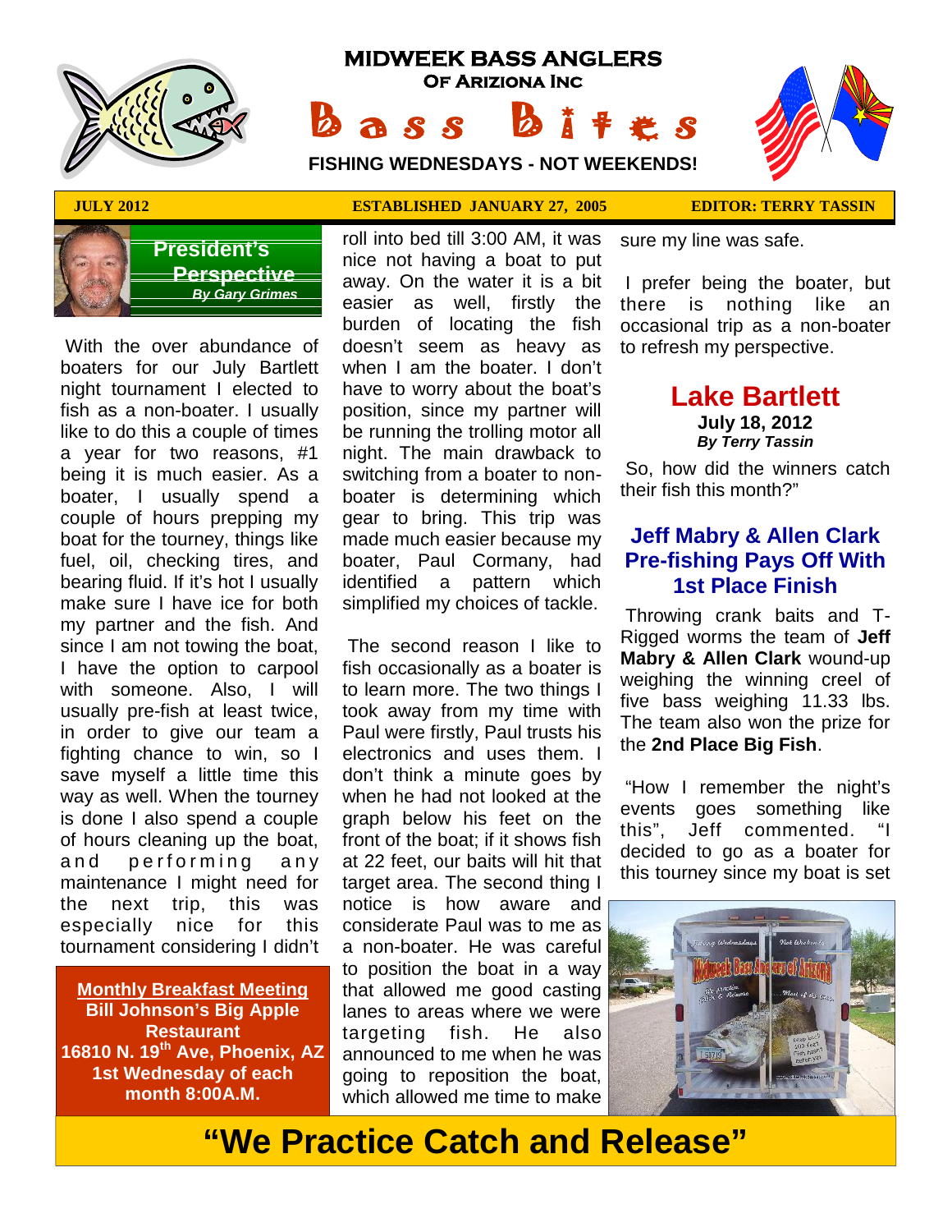# MIDWEEK BASS ANGLERS

## OF ARIZIONA INC

# Bass Bites

**FISHING WEDNESDAYS - NOT WEEKENDS!**

**JULY 2012** | **ESTABLISHED JANUARY 27, 2005** | **EDITOR: TERRY TASSIN**

## President's Perspective

***By Gary Grimes***

With the over abundance of boaters for our July Bartlett night tournament I elected to fish as a non-boater. I usually like to do this a couple of times a year for two reasons, #1 being it is much easier. As a boater, I usually spend a couple of hours prepping my boat for the tourney, things like fuel, oil, checking tires, and bearing fluid. If it's hot I usually make sure I have ice for both my partner and the fish. And since I am not towing the boat, I have the option to carpool with someone. Also, I will usually pre-fish at least twice, in order to give our team a fighting chance to win, so I save myself a little time this way as well. When the tourney is done I also spend a couple of hours cleaning up the boat, and performing any maintenance I might need for the next trip, this was especially nice for this tournament considering I didn't roll into bed till 3:00 AM, it was nice not having a boat to put away. On the water it is a bit easier as well, firstly the burden of locating the fish doesn't seem as heavy as when I am the boater. I don't have to worry about the boat's position, since my partner will be running the trolling motor all night. The main drawback to switching from a boater to non-boater is determining which gear to bring. This trip was made much easier because my boater, Paul Cormany, had identified a pattern which simplified my choices of tackle.

The second reason I like to fish occasionally as a boater is to learn more. The two things I took away from my time with Paul were firstly, Paul trusts his electronics and uses them. I don't think a minute goes by when he had not looked at the graph below his feet on the front of the boat; if it shows fish at 22 feet, our baits will hit that target area. The second thing I notice is how aware and considerate Paul was to me as a non-boater. He was careful to position the boat in a way that allowed me good casting lanes to areas where we were targeting fish. He also announced to me when he was going to reposition the boat, which allowed me time to make sure my line was safe.

I prefer being the boater, but there is nothing like an occasional trip as a non-boater to refresh my perspective.

**Monthly Breakfast Meeting**
**Bill Johnson's Big Apple Restaurant**
**16810 N. 19th Ave, Phoenix, AZ**
**1st Wednesday of each month 8:00A.M.**

## Lake Bartlett

**July 18, 2012**

***By Terry Tassin***

So, how did the winners catch their fish this month?"

### Jeff Mabry & Allen Clark Pre-fishing Pays Off With 1st Place Finish

Throwing crank baits and T-Rigged worms the team of **Jeff Mabry & Allen Clark** wound-up weighing the winning creel of five bass weighing 11.33 lbs. The team also won the prize for the **2nd Place Big Fish**.

"How I remember the night's events goes something like this", Jeff commented. "I decided to go as a boater for this tourney since my boat is set

**"We Practice Catch and Release"**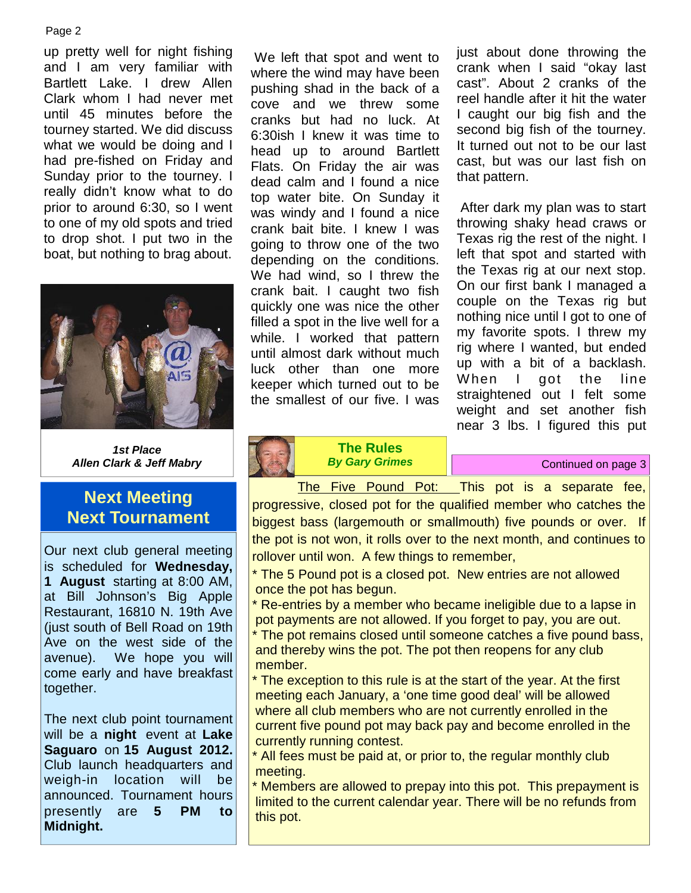up pretty well for night fishing and I am very familiar with Bartlett Lake. I drew Allen Clark whom I had never met until 45 minutes before the tourney started. We did discuss what we would be doing and I had pre-fished on Friday and Sunday prior to the tourney. I really didn't know what to do prior to around 6:30, so I went to one of my old spots and tried to drop shot. I put two in the boat, but nothing to brag about.

*1st Place*
*Allen Clark & Jeff Mabry*

We left that spot and went to where the wind may have been pushing shad in the back of a cove and we threw some cranks but had no luck. At 6:30ish I knew it was time to head up to around Bartlett Flats. On Friday the air was dead calm and I found a nice top water bite. On Sunday it was windy and I found a nice crank bait bite. I knew I was going to throw one of the two depending on the conditions. We had wind, so I threw the crank bait. I caught two fish quickly one was nice the other filled a spot in the live well for a while. I worked that pattern until almost dark without much luck other than one more keeper which turned out to be the smallest of our five. I was just about done throwing the crank when I said "okay last cast". About 2 cranks of the reel handle after it hit the water I caught our big fish and the second big fish of the tourney. It turned out not to be our last cast, but was our last fish on that pattern.

After dark my plan was to start throwing shaky head craws or Texas rig the rest of the night. I left that spot and started with the Texas rig at our next stop. On our first bank I managed a couple on the Texas rig but nothing nice until I got to one of my favorite spots. I threw my rig where I wanted, but ended up with a bit of a backlash. When I got the line straightened out I felt some weight and set another fish near 3 lbs. I figured this put

Continued on page 3

## Next Meeting
## Next Tournament

Our next club general meeting is scheduled for **Wednesday, 1 August** starting at 8:00 AM, at Bill Johnson's Big Apple Restaurant, 16810 N. 19th Ave (just south of Bell Road on 19th Ave on the west side of the avenue). We hope you will come early and have breakfast together.

The next club point tournament will be a **night** event at **Lake Saguaro** on **15 August 2012.** Club launch headquarters and weigh-in location will be announced. Tournament hours presently are **5 PM to Midnight.**

## The Rules
***By Gary Grimes***

<u>The Five Pound Pot:</u> This pot is a separate fee, progressive, closed pot for the qualified member who catches the biggest bass (largemouth or smallmouth) five pounds or over. If the pot is not won, it rolls over to the next month, and continues to rollover until won. A few things to remember,

* The 5 Pound pot is a closed pot. New entries are not allowed once the pot has begun.
* Re-entries by a member who became ineligible due to a lapse in pot payments are not allowed. If you forget to pay, you are out.
* The pot remains closed until someone catches a five pound bass, and thereby wins the pot. The pot then reopens for any club member.
* The exception to this rule is at the start of the year. At the first meeting each January, a 'one time good deal' will be allowed where all club members who are not currently enrolled in the current five pound pot may back pay and become enrolled in the currently running contest.
* All fees must be paid at, or prior to, the regular monthly club meeting.
* Members are allowed to prepay into this pot. This prepayment is limited to the current calendar year. There will be no refunds from this pot.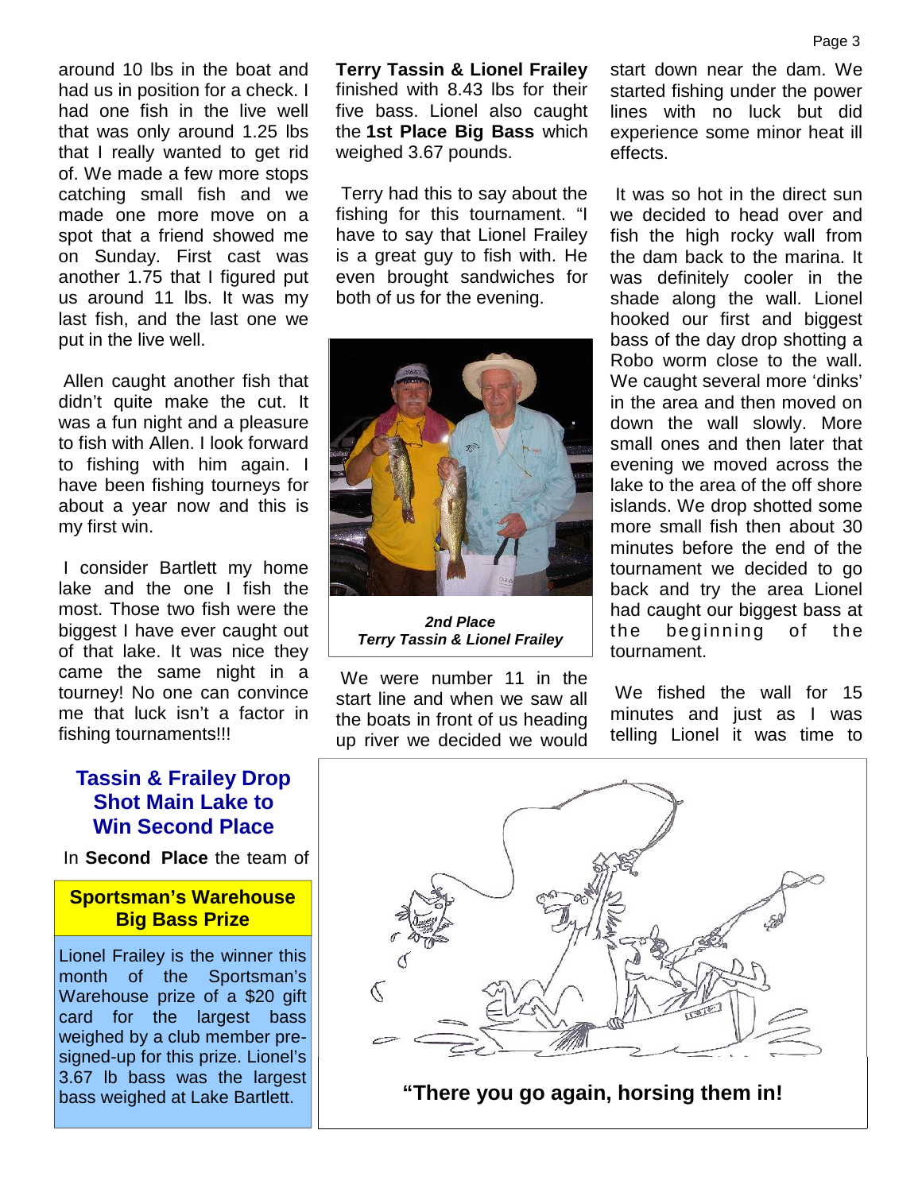around 10 lbs in the boat and had us in position for a check. I had one fish in the live well that was only around 1.25 lbs that I really wanted to get rid of. We made a few more stops catching small fish and we made one more move on a spot that a friend showed me on Sunday. First cast was another 1.75 that I figured put us around 11 lbs. It was my last fish, and the last one we put in the live well.

Allen caught another fish that didn't quite make the cut. It was a fun night and a pleasure to fish with Allen. I look forward to fishing with him again. I have been fishing tourneys for about a year now and this is my first win.

I consider Bartlett my home lake and the one I fish the most. Those two fish were the biggest I have ever caught out of that lake. It was nice they came the same night in a tourney! No one can convince me that luck isn't a factor in fishing tournaments!!!

## Tassin & Frailey Drop Shot Main Lake to Win Second Place

In **Second Place** the team of **Terry Tassin & Lionel Frailey** finished with 8.43 lbs for their five bass. Lionel also caught the **1st Place Big Bass** which weighed 3.67 pounds.

Terry had this to say about the fishing for this tournament. "I have to say that Lionel Frailey is a great guy to fish with. He even brought sandwiches for both of us for the evening.

***2nd Place***
***Terry Tassin & Lionel Frailey***

We were number 11 in the start line and when we saw all the boats in front of us heading up river we decided we would start down near the dam. We started fishing under the power lines with no luck but did experience some minor heat ill effects.

It was so hot in the direct sun we decided to head over and fish the high rocky wall from the dam back to the marina. It was definitely cooler in the shade along the wall. Lionel hooked our first and biggest bass of the day drop shotting a Robo worm close to the wall. We caught several more 'dinks' in the area and then moved on down the wall slowly. More small ones and then later that evening we moved across the lake to the area of the off shore islands. We drop shotted some more small fish then about 30 minutes before the end of the tournament we decided to go back and try the area Lionel had caught our biggest bass at the beginning of the tournament.

We fished the wall for 15 minutes and just as I was telling Lionel it was time to

### Sportsman's Warehouse Big Bass Prize

Lionel Frailey is the winner this month of the Sportsman's Warehouse prize of a $20 gift card for the largest bass weighed by a club member pre-signed-up for this prize. Lionel's 3.67 lb bass was the largest bass weighed at Lake Bartlett.

**"There you go again, horsing them in!**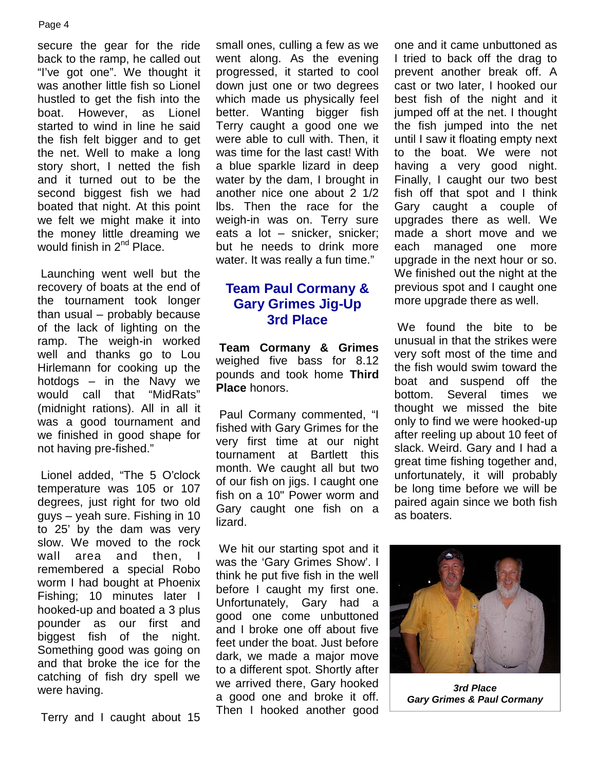secure the gear for the ride back to the ramp, he called out "I've got one". We thought it was another little fish so Lionel hustled to get the fish into the boat. However, as Lionel started to wind in line he said the fish felt bigger and to get the net. Well to make a long story short, I netted the fish and it turned out to be the second biggest fish we had boated that night. At this point we felt we might make it into the money little dreaming we would finish in 2nd Place.

Launching went well but the recovery of boats at the end of the tournament took longer than usual – probably because of the lack of lighting on the ramp. The weigh-in worked well and thanks go to Lou Hirlemann for cooking up the hotdogs – in the Navy we would call that "MidRats" (midnight rations). All in all it was a good tournament and we finished in good shape for not having pre-fished."

Lionel added, "The 5 O'clock temperature was 105 or 107 degrees, just right for two old guys – yeah sure. Fishing in 10 to 25' by the dam was very slow. We moved to the rock wall area and then, I remembered a special Robo worm I had bought at Phoenix Fishing; 10 minutes later I hooked-up and boated a 3 plus pounder as our first and biggest fish of the night. Something good was going on and that broke the ice for the catching of fish dry spell we were having.

Terry and I caught about 15 small ones, culling a few as we went along. As the evening progressed, it started to cool down just one or two degrees which made us physically feel better. Wanting bigger fish Terry caught a good one we were able to cull with. Then, it was time for the last cast! With a blue sparkle lizard in deep water by the dam, I brought in another nice one about 2 1/2 lbs. Then the race for the weigh-in was on. Terry sure eats a lot – snicker, snicker; but he needs to drink more water. It was really a fun time."

## Team Paul Cormany & Gary Grimes Jig-Up 3rd Place

**Team Cormany & Grimes** weighed five bass for 8.12 pounds and took home **Third Place** honors.

Paul Cormany commented, "I fished with Gary Grimes for the very first time at our night tournament at Bartlett this month. We caught all but two of our fish on jigs. I caught one fish on a 10" Power worm and Gary caught one fish on a lizard.

We hit our starting spot and it was the 'Gary Grimes Show'. I think he put five fish in the well before I caught my first one. Unfortunately, Gary had a good one come unbuttoned and I broke one off about five feet under the boat. Just before dark, we made a major move to a different spot. Shortly after we arrived there, Gary hooked a good one and broke it off. Then I hooked another good one and it came unbuttoned as I tried to back off the drag to prevent another break off. A cast or two later, I hooked our best fish of the night and it jumped off at the net. I thought the fish jumped into the net until I saw it floating empty next to the boat. We were not having a very good night. Finally, I caught our two best fish off that spot and I think Gary caught a couple of upgrades there as well. We made a short move and we each managed one more upgrade in the next hour or so. We finished out the night at the previous spot and I caught one more upgrade there as well.

We found the bite to be unusual in that the strikes were very soft most of the time and the fish would swim toward the boat and suspend off the bottom. Several times we thought we missed the bite only to find we were hooked-up after reeling up about 10 feet of slack. Weird. Gary and I had a great time fishing together and, unfortunately, it will probably be long time before we will be paired again since we both fish as boaters.

***3rd Place***
***Gary Grimes & Paul Cormany***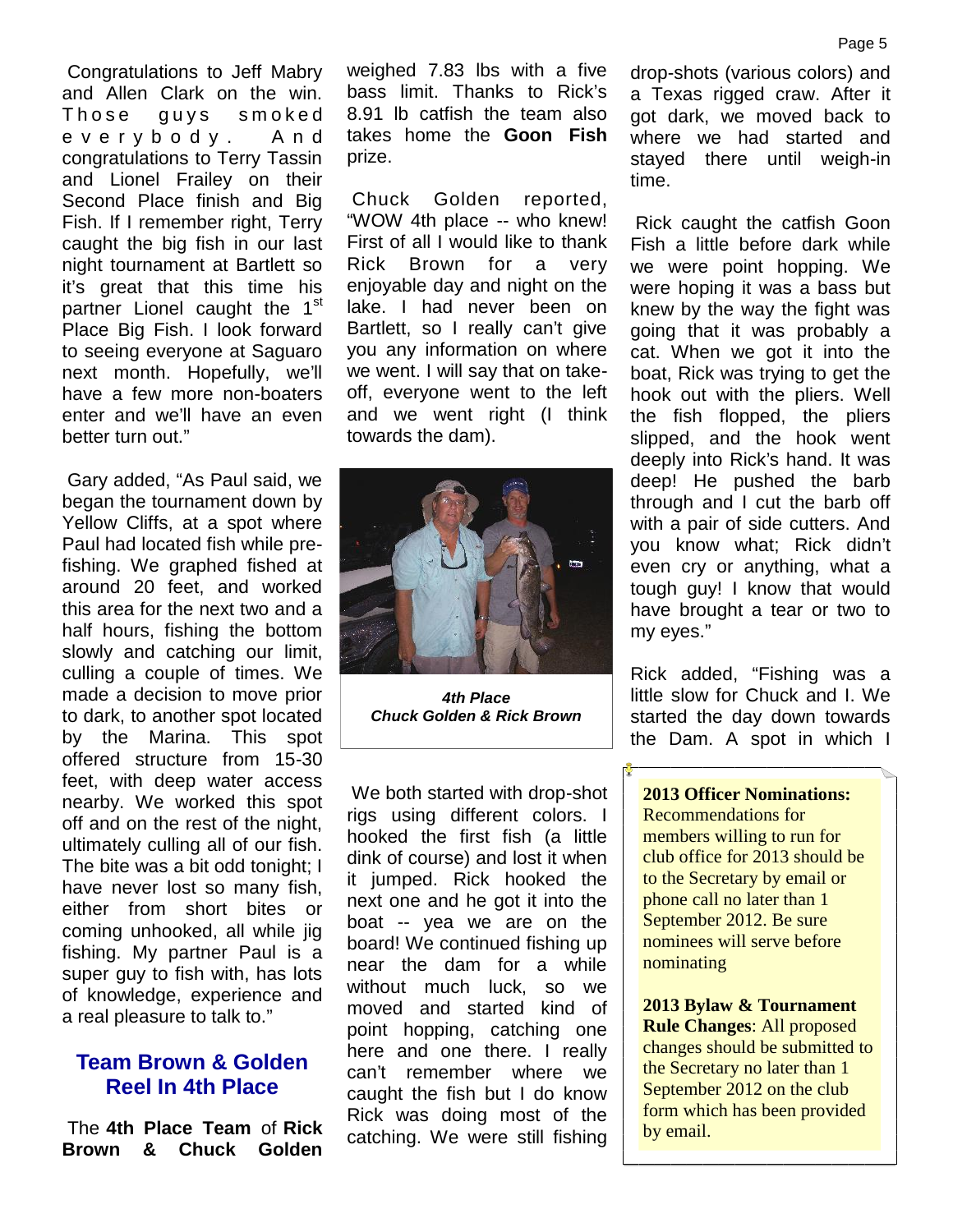Congratulations to Jeff Mabry and Allen Clark on the win. Those guys smoked everybody. And congratulations to Terry Tassin and Lionel Frailey on their Second Place finish and Big Fish. If I remember right, Terry caught the big fish in our last night tournament at Bartlett so it's great that this time his partner Lionel caught the 1st Place Big Fish. I look forward to seeing everyone at Saguaro next month. Hopefully, we'll have a few more non-boaters enter and we'll have an even better turn out."

Gary added, "As Paul said, we began the tournament down by Yellow Cliffs, at a spot where Paul had located fish while pre-fishing. We graphed fished at around 20 feet, and worked this area for the next two and a half hours, fishing the bottom slowly and catching our limit, culling a couple of times. We made a decision to move prior to dark, to another spot located by the Marina. This spot offered structure from 15-30 feet, with deep water access nearby. We worked this spot off and on the rest of the night, ultimately culling all of our fish. The bite was a bit odd tonight; I have never lost so many fish, either from short bites or coming unhooked, all while jig fishing. My partner Paul is a super guy to fish with, has lots of knowledge, experience and a real pleasure to talk to."

## Team Brown & Golden Reel In 4th Place

The **4th Place Team** of **Rick Brown & Chuck Golden** weighed 7.83 lbs with a five bass limit. Thanks to Rick's 8.91 lb catfish the team also takes home the **Goon Fish** prize.

Chuck Golden reported, "WOW 4th place -- who knew! First of all I would like to thank Rick Brown for a very enjoyable day and night on the lake. I had never been on Bartlett, so I really can't give you any information on where we went. I will say that on take-off, everyone went to the left and we went right (I think towards the dam).

***4th Place***
***Chuck Golden & Rick Brown***

We both started with drop-shot rigs using different colors. I hooked the first fish (a little dink of course) and lost it when it jumped. Rick hooked the next one and he got it into the boat -- yea we are on the board! We continued fishing up near the dam for a while without much luck, so we moved and started kind of point hopping, catching one here and one there. I really can't remember where we caught the fish but I do know Rick was doing most of the catching. We were still fishing drop-shots (various colors) and a Texas rigged craw. After it got dark, we moved back to where we had started and stayed there until weigh-in time.

Rick caught the catfish Goon Fish a little before dark while we were point hopping. We were hoping it was a bass but knew by the way the fight was going that it was probably a cat. When we got it into the boat, Rick was trying to get the hook out with the pliers. Well the fish flopped, the pliers slipped, and the hook went deeply into Rick's hand. It was deep! He pushed the barb through and I cut the barb off with a pair of side cutters. And you know what; Rick didn't even cry or anything, what a tough guy! I know that would have brought a tear or two to my eyes."

Rick added, "Fishing was a little slow for Chuck and I. We started the day down towards the Dam. A spot in which I

**2013 Officer Nominations:** Recommendations for members willing to run for club office for 2013 should be to the Secretary by email or phone call no later than 1 September 2012. Be sure nominees will serve before nominating

**2013 Bylaw & Tournament Rule Changes**: All proposed changes should be submitted to the Secretary no later than 1 September 2012 on the club form which has been provided by email.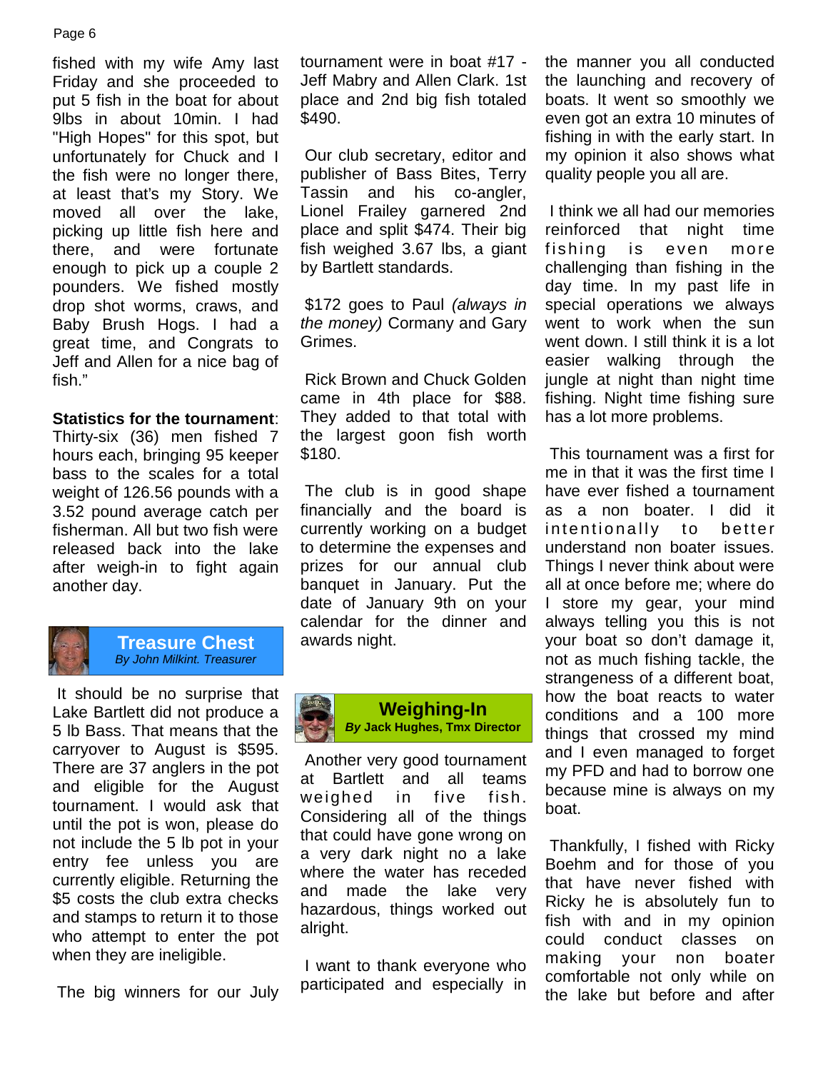fished with my wife Amy last Friday and she proceeded to put 5 fish in the boat for about 9lbs in about 10min. I had "High Hopes" for this spot, but unfortunately for Chuck and I the fish were no longer there, at least that's my Story. We moved all over the lake, picking up little fish here and there, and were fortunate enough to pick up a couple 2 pounders. We fished mostly drop shot worms, craws, and Baby Brush Hogs. I had a great time, and Congrats to Jeff and Allen for a nice bag of fish."

**Statistics for the tournament**: Thirty-six (36) men fished 7 hours each, bringing 95 keeper bass to the scales for a total weight of 126.56 pounds with a 3.52 pound average catch per fisherman. All but two fish were released back into the lake after weigh-in to fight again another day.

## Treasure Chest

*By John Milkint. Treasurer*

It should be no surprise that Lake Bartlett did not produce a 5 lb Bass. That means that the carryover to August is $595. There are 37 anglers in the pot and eligible for the August tournament. I would ask that until the pot is won, please do not include the 5 lb pot in your entry fee unless you are currently eligible. Returning the $5 costs the club extra checks and stamps to return it to those who attempt to enter the pot when they are ineligible.

The big winners for our July tournament were in boat #17 - Jeff Mabry and Allen Clark. 1st place and 2nd big fish totaled $490.

Our club secretary, editor and publisher of Bass Bites, Terry Tassin and his co-angler, Lionel Frailey garnered 2nd place and split $474. Their big fish weighed 3.67 lbs, a giant by Bartlett standards.

$172 goes to Paul *(always in the money)* Cormany and Gary Grimes.

Rick Brown and Chuck Golden came in 4th place for $88. They added to that total with the largest goon fish worth $180.

The club is in good shape financially and the board is currently working on a budget to determine the expenses and prizes for our annual club banquet in January. Put the date of January 9th on your calendar for the dinner and awards night.

## Weighing-In

***By* Jack Hughes, Tmx Director**

Another very good tournament at Bartlett and all teams weighed in five fish. Considering all of the things that could have gone wrong on a very dark night no a lake where the water has receded and made the lake very hazardous, things worked out alright.

I want to thank everyone who participated and especially in the manner you all conducted the launching and recovery of boats. It went so smoothly we even got an extra 10 minutes of fishing in with the early start. In my opinion it also shows what quality people you all are.

I think we all had our memories reinforced that night time fishing is even more challenging than fishing in the day time. In my past life in special operations we always went to work when the sun went down. I still think it is a lot easier walking through the jungle at night than night time fishing. Night time fishing sure has a lot more problems.

This tournament was a first for me in that it was the first time I have ever fished a tournament as a non boater. I did it intentionally to better understand non boater issues. Things I never think about were all at once before me; where do I store my gear, your mind always telling you this is not your boat so don't damage it, not as much fishing tackle, the strangeness of a different boat, how the boat reacts to water conditions and a 100 more things that crossed my mind and I even managed to forget my PFD and had to borrow one because mine is always on my boat.

Thankfully, I fished with Ricky Boehm and for those of you that have never fished with Ricky he is absolutely fun to fish with and in my opinion could conduct classes on making your non boater comfortable not only while on the lake but before and after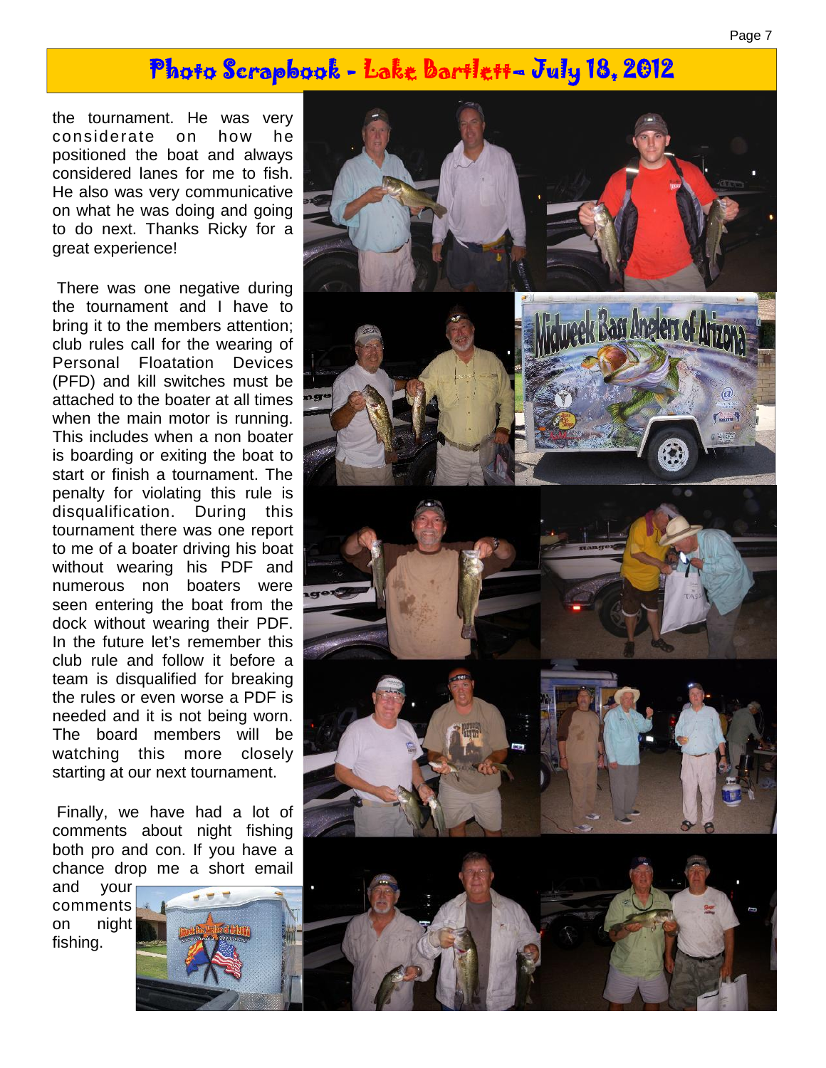# Photo Scrapbook - Lake Bartlett– July 18, 2012

the tournament. He was very considerate on how he positioned the boat and always considered lanes for me to fish. He also was very communicative on what he was doing and going to do next. Thanks Ricky for a great experience!

There was one negative during the tournament and I have to bring it to the members attention; club rules call for the wearing of Personal Floatation Devices (PFD) and kill switches must be attached to the boater at all times when the main motor is running. This includes when a non boater is boarding or exiting the boat to start or finish a tournament. The penalty for violating this rule is disqualification. During this tournament there was one report to me of a boater driving his boat without wearing his PDF and numerous non boaters were seen entering the boat from the dock without wearing their PDF. In the future let's remember this club rule and follow it before a team is disqualified for breaking the rules or even worse a PDF is needed and it is not being worn. The board members will be watching this more closely starting at our next tournament.

Finally, we have had a lot of comments about night fishing both pro and con. If you have a chance drop me a short email and your comments on night fishing.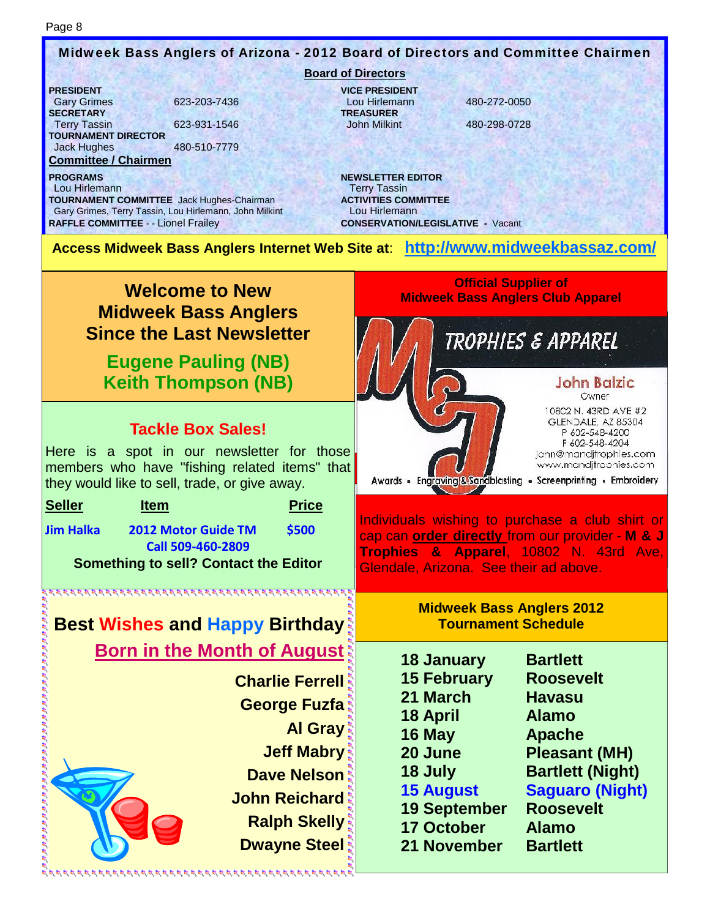## Midweek Bass Anglers of Arizona - 2012 Board of Directors and Committee Chairmen

### Board of Directors

**PRESIDENT**
Gary Grimes 623-203-7436

**VICE PRESIDENT**
Lou Hirlemann 480-272-0050

**SECRETARY**
Terry Tassin 623-931-1546

**TREASURER**
John Milkint 480-298-0728

**TOURNAMENT DIRECTOR**
Jack Hughes 480-510-7779

### Committee / Chairmen

**PROGRAMS**
Lou Hirlemann

**TOURNAMENT COMMITTEE** Jack Hughes-Chairman
Gary Grimes, Terry Tassin, Lou Hirlemann, John Milkint

**RAFFLE COMMITTEE** - - Lionel Frailey

**NEWSLETTER EDITOR**
Terry Tassin

**ACTIVITIES COMMITTEE**
Lou Hirlemann

**CONSERVATION/LEGISLATIVE** - Vacant

**Access Midweek Bass Anglers Internet Web Site at**: **http://www.midweekbassaz.com/**

## Welcome to New Midweek Bass Anglers Since the Last Newsletter

**Eugene Pauling (NB)**
**Keith Thompson (NB)**

## Tackle Box Sales!

Here is a spot in our newsletter for those members who have "fishing related items" that they would like to sell, trade, or give away.

| Seller | Item | Price |
|---|---|---|
| Jim Halka | 2012 Motor Guide TM Call 509-460-2809 | $500 |

**Something to sell? Contact the Editor**

## Best Wishes and Happy Birthday

### Born in the Month of August

Charlie Ferrell
George Fuzfa
Al Gray
Jeff Mabry
Dave Nelson
John Reichard
Ralph Skelly
Dwayne Steel

**Official Supplier of Midweek Bass Anglers Club Apparel**

TROPHIES & APPAREL
John Balzic
Owner
10802 N. 43RD AVE #2
GLENDALE, AZ 85304
P 602-548-4200
F 602-548-4204
john@mandjtrophies.com
www.mandjtrophies.com
Awards • Engraving & Sandblasting • Screenprinting • Embroidery

Individuals wishing to purchase a club shirt or cap can **order directly** from our provider - **M & J Trophies & Apparel**, 10802 N. 43rd Ave, Glendale, Arizona. See their ad above.

### Midweek Bass Anglers 2012 Tournament Schedule

| | |
|---|---|
| 18 January | Bartlett |
| 15 February | Roosevelt |
| 21 March | Havasu |
| 18 April | Alamo |
| 16 May | Apache |
| 20 June | Pleasant (MH) |
| 18 July | Bartlett (Night) |
| 15 August | Saguaro (Night) |
| 19 September | Roosevelt |
| 17 October | Alamo |
| 21 November | Bartlett |